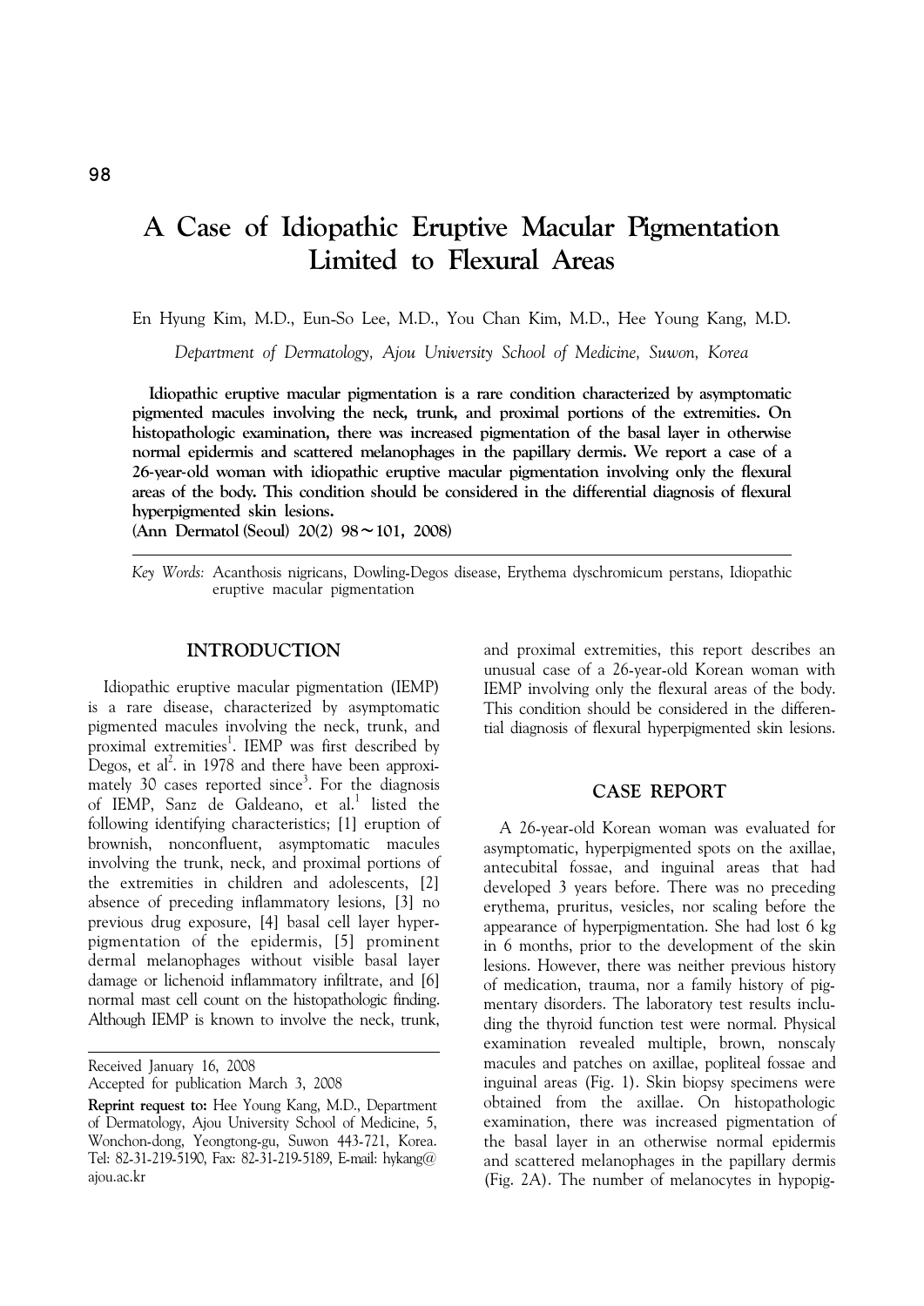# A Case of Idiopathic Eruptive Macular Pigmentation Limited to Flexural Areas

En Hyung Kim, M.D., Eun-So Lee, M.D., You Chan Kim, M.D., Hee Young Kang, M.D.

*Department of Dermatology, Ajou University School of Medicine, Suwon, Korea*

**Idiopathic eruptive macular pigmentation is a rare condition characterized by asymptomatic pigmented macules involving the neck, trunk, and proximal portions of the extremities. On histopathologic examination, there was increased pigmentation of the basal layer in otherwise normal epidermis and scattered melanophages in the papillary dermis. We report a case of a 26-year-old woman with idiopathic eruptive macular pigmentation involving only the flexural areas of the body. This condition should be considered in the differential diagnosis of flexural hyperpigmented skin lesions.**
**(Ann Dermatol (Seoul) 20(2) 98~101, 2008)**

*Key Words:* Acanthosis nigricans, Dowling-Degos disease, Erythema dyschromicum perstans, Idiopathic eruptive macular pigmentation

## INTRODUCTION

Idiopathic eruptive macular pigmentation (IEMP) is a rare disease, characterized by asymptomatic pigmented macules involving the neck, trunk, and proximal extremities[1]. IEMP was first described by Degos, et al[2]. in 1978 and there have been approximately 30 cases reported since[3]. For the diagnosis of IEMP, Sanz de Galdeano, et al.[1] listed the following identifying characteristics; [1] eruption of brownish, nonconfluent, asymptomatic macules involving the trunk, neck, and proximal portions of the extremities in children and adolescents, [2] absence of preceding inflammatory lesions, [3] no previous drug exposure, [4] basal cell layer hyperpigmentation of the epidermis, [5] prominent dermal melanophages without visible basal layer damage or lichenoid inflammatory infiltrate, and [6] normal mast cell count on the histopathologic finding. Although IEMP is known to involve the neck, trunk, and proximal extremities, this report describes an unusual case of a 26-year-old Korean woman with IEMP involving only the flexural areas of the body. This condition should be considered in the differential diagnosis of flexural hyperpigmented skin lesions.

## CASE REPORT

A 26-year-old Korean woman was evaluated for asymptomatic, hyperpigmented spots on the axillae, antecubital fossae, and inguinal areas that had developed 3 years before. There was no preceding erythema, pruritus, vesicles, nor scaling before the appearance of hyperpigmentation. She had lost 6 kg in 6 months, prior to the development of the skin lesions. However, there was neither previous history of medication, trauma, nor a family history of pigmentary disorders. The laboratory test results including the thyroid function test were normal. Physical examination revealed multiple, brown, nonscaly macules and patches on axillae, popliteal fossae and inguinal areas (Fig. 1). Skin biopsy specimens were obtained from the axillae. On histopathologic examination, there was increased pigmentation of the basal layer in an otherwise normal epidermis and scattered melanophages in the papillary dermis (Fig. 2A). The number of melanocytes in hypopig-

Received January 16, 2008
Accepted for publication March 3, 2008

**Reprint request to:** Hee Young Kang, M.D., Department of Dermatology, Ajou University School of Medicine, 5, Wonchon-dong, Yeongtong-gu, Suwon 443-721, Korea. Tel: 82-31-219-5190, Fax: 82-31-219-5189, E-mail: hykang@ajou.ac.kr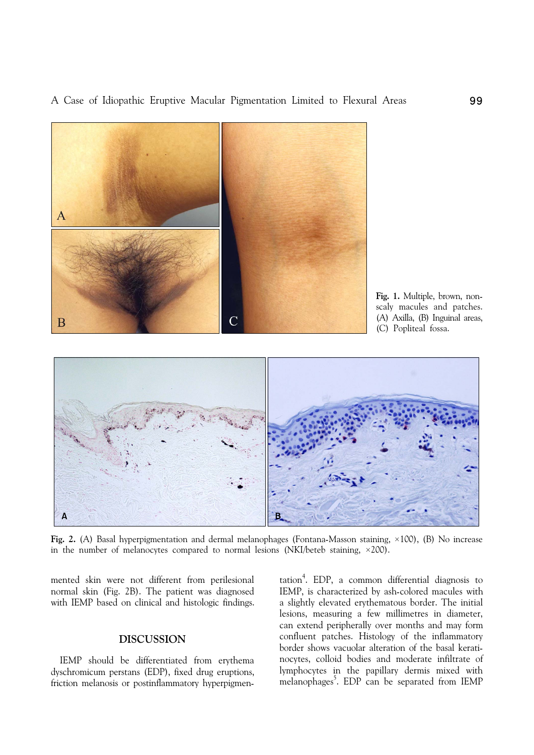Fig. 1. Multiple, brown, non-scaly macules and patches. (A) Axilla, (B) Inguinal areas, (C) Popliteal fossa.

Fig. 2. (A) Basal hyperpigmentation and dermal melanophages (Fontana-Masson staining, ×100), (B) No increase in the number of melanocytes compared to normal lesions (NKI/beteb staining, ×200).

mented skin were not different from perilesional normal skin (Fig. 2B). The patient was diagnosed with IEMP based on clinical and histologic findings.

## DISCUSSION

IEMP should be differentiated from erythema dyschromicum perstans (EDP), fixed drug eruptions, friction melanosis or postinflammatory hyperpigmentation[4]. EDP, a common differential diagnosis to IEMP, is characterized by ash-colored macules with a slightly elevated erythematous border. The initial lesions, measuring a few millimetres in diameter, can extend peripherally over months and may form confluent patches. Histology of the inflammatory border shows vacuolar alteration of the basal keratinocytes, colloid bodies and moderate infiltrate of lymphocytes in the papillary dermis mixed with melanophages[5]. EDP can be separated from IEMP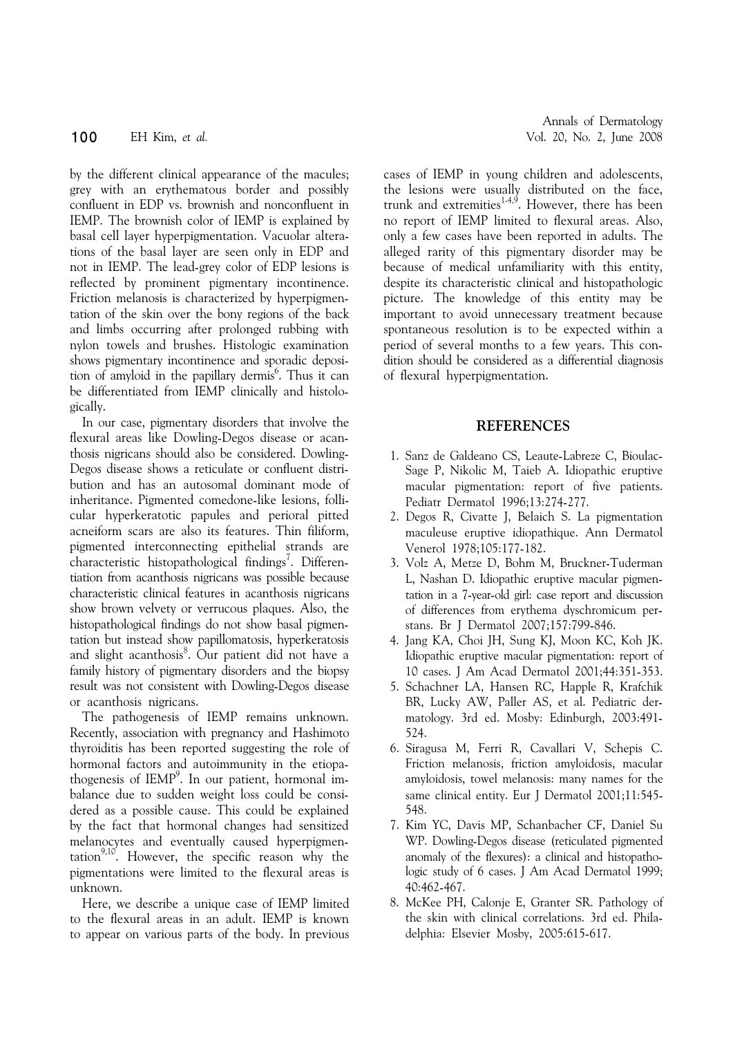by the different clinical appearance of the macules; grey with an erythematous border and possibly confluent in EDP vs. brownish and nonconfluent in IEMP. The brownish color of IEMP is explained by basal cell layer hyperpigmentation. Vacuolar alterations of the basal layer are seen only in EDP and not in IEMP. The lead-grey color of EDP lesions is reflected by prominent pigmentary incontinence. Friction melanosis is characterized by hyperpigmentation of the skin over the bony regions of the back and limbs occurring after prolonged rubbing with nylon towels and brushes. Histologic examination shows pigmentary incontinence and sporadic deposition of amyloid in the papillary dermis[6]. Thus it can be differentiated from IEMP clinically and histologically.

In our case, pigmentary disorders that involve the flexural areas like Dowling-Degos disease or acanthosis nigricans should also be considered. Dowling-Degos disease shows a reticulate or confluent distribution and has an autosomal dominant mode of inheritance. Pigmented comedone-like lesions, follicular hyperkeratotic papules and perioral pitted acneiform scars are also its features. Thin filiform, pigmented interconnecting epithelial strands are characteristic histopathological findings[7]. Differentiation from acanthosis nigricans was possible because characteristic clinical features in acanthosis nigricans show brown velvety or verrucous plaques. Also, the histopathological findings do not show basal pigmentation but instead show papillomatosis, hyperkeratosis and slight acanthosis[8]. Our patient did not have a family history of pigmentary disorders and the biopsy result was not consistent with Dowling-Degos disease or acanthosis nigricans.

The pathogenesis of IEMP remains unknown. Recently, association with pregnancy and Hashimoto thyroiditis has been reported suggesting the role of hormonal factors and autoimmunity in the etiopathogenesis of IEMP[9]. In our patient, hormonal imbalance due to sudden weight loss could be considered as a possible cause. This could be explained by the fact that hormonal changes had sensitized melanocytes and eventually caused hyperpigmentation[9,10]. However, the specific reason why the pigmentations were limited to the flexural areas is unknown.

Here, we describe a unique case of IEMP limited to the flexural areas in an adult. IEMP is known to appear on various parts of the body. In previous cases of IEMP in young children and adolescents, the lesions were usually distributed on the face, trunk and extremities[1-4,9]. However, there has been no report of IEMP limited to flexural areas. Also, only a few cases have been reported in adults. The alleged rarity of this pigmentary disorder may be because of medical unfamiliarity with this entity, despite its characteristic clinical and histopathologic picture. The knowledge of this entity may be important to avoid unnecessary treatment because spontaneous resolution is to be expected within a period of several months to a few years. This condition should be considered as a differential diagnosis of flexural hyperpigmentation.

## REFERENCES

1. Sanz de Galdeano CS, Leaute-Labreze C, Bioulac-Sage P, Nikolic M, Taieb A. Idiopathic eruptive macular pigmentation: report of five patients. Pediatr Dermatol 1996;13:274-277.
2. Degos R, Civatte J, Belaich S. La pigmentation maculeuse eruptive idiopathique. Ann Dermatol Venerol 1978;105:177-182.
3. Volz A, Metze D, Bohm M, Bruckner-Tuderman L, Nashan D. Idiopathic eruptive macular pigmentation in a 7-year-old girl: case report and discussion of differences from erythema dyschromicum perstans. Br J Dermatol 2007;157:799-846.
4. Jang KA, Choi JH, Sung KJ, Moon KC, Koh JK. Idiopathic eruptive macular pigmentation: report of 10 cases. J Am Acad Dermatol 2001;44:351-353.
5. Schachner LA, Hansen RC, Happle R, Krafchik BR, Lucky AW, Paller AS, et al. Pediatric dermatology. 3rd ed. Mosby: Edinburgh, 2003:491-524.
6. Siragusa M, Ferri R, Cavallari V, Schepis C. Friction melanosis, friction amyloidosis, macular amyloidosis, towel melanosis: many names for the same clinical entity. Eur J Dermatol 2001;11:545-548.
7. Kim YC, Davis MP, Schanbacher CF, Daniel Su WP. Dowling-Degos disease (reticulated pigmented anomaly of the flexures): a clinical and histopathologic study of 6 cases. J Am Acad Dermatol 1999; 40:462-467.
8. McKee PH, Calonje E, Granter SR. Pathology of the skin with clinical correlations. 3rd ed. Philadelphia: Elsevier Mosby, 2005:615-617.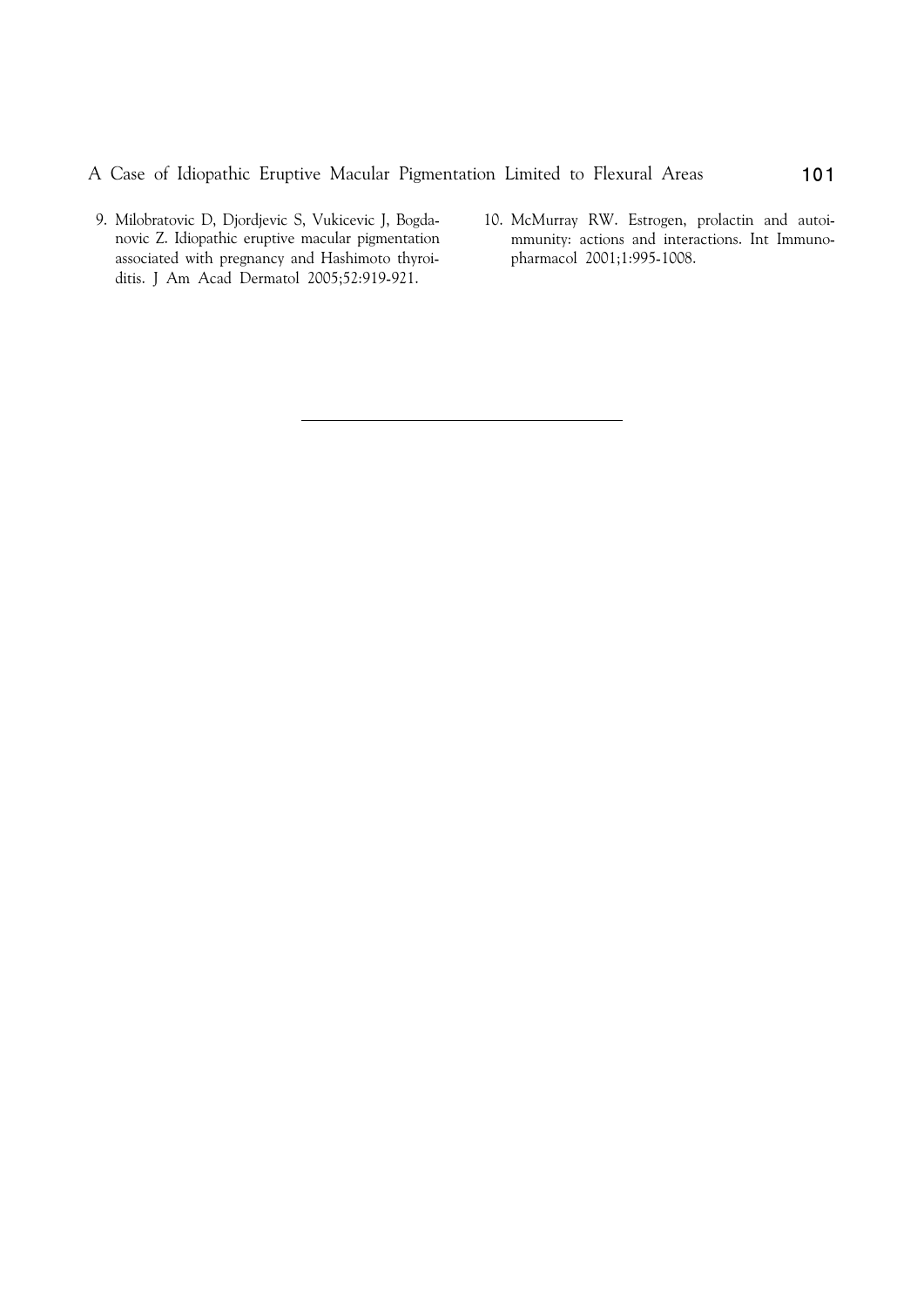9. Milobratovic D, Djordjevic S, Vukicevic J, Bogdanovic Z. Idiopathic eruptive macular pigmentation associated with pregnancy and Hashimoto thyroiditis. J Am Acad Dermatol 2005;52:919-921.
10. McMurray RW. Estrogen, prolactin and autoimmunity: actions and interactions. Int Immunopharmacol 2001;1:995-1008.